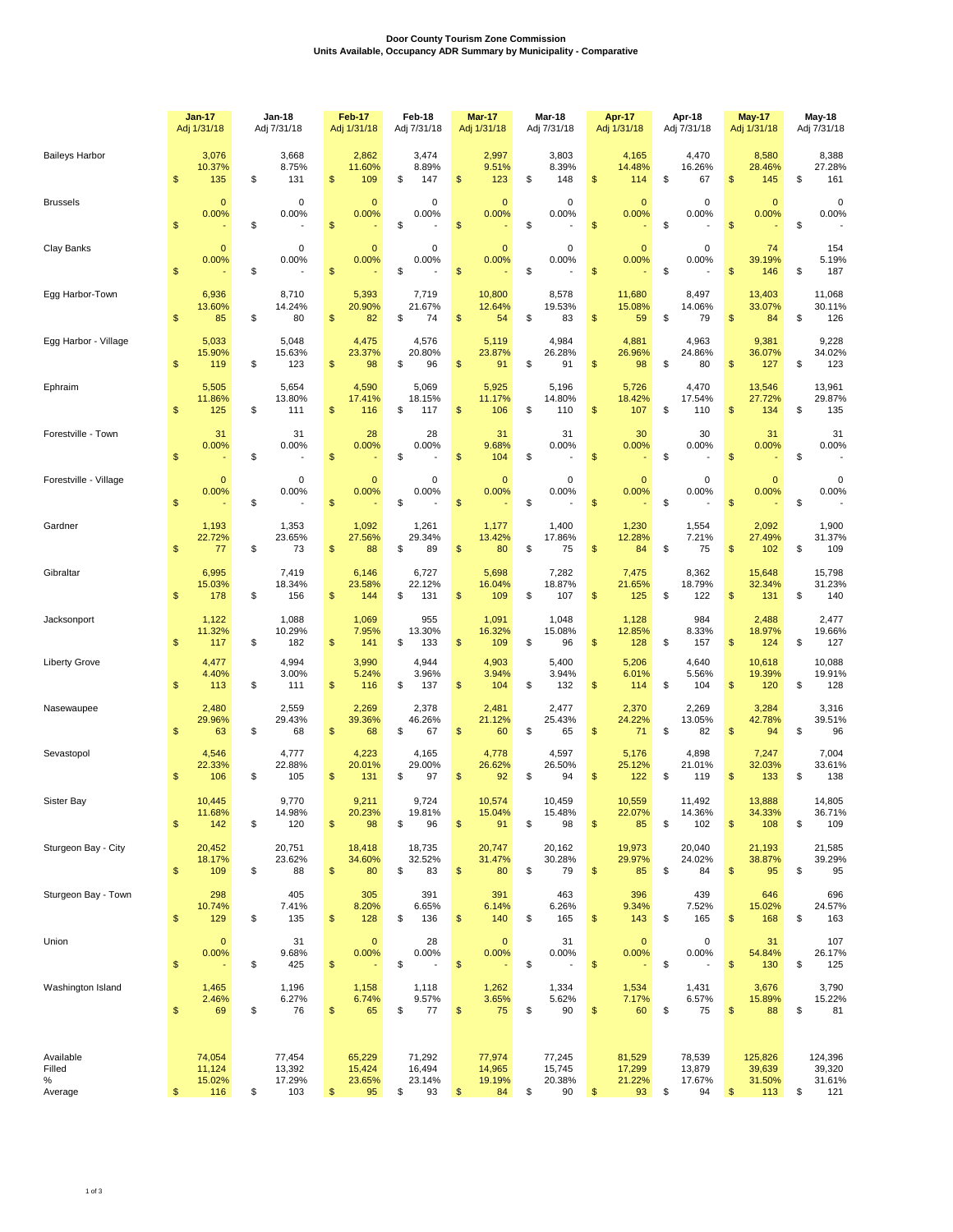**Door County Tourism Zone Commission**
**Units Available, Occupancy ADR Summary by Municipality - Comparative**

| | Jan-17 Adj 1/31/18 | Jan-18 Adj 7/31/18 | Feb-17 Adj 1/31/18 | Feb-18 Adj 7/31/18 | Mar-17 Adj 1/31/18 | Mar-18 Adj 7/31/18 | Apr-17 Adj 1/31/18 | Apr-18 Adj 7/31/18 | May-17 Adj 1/31/18 | May-18 Adj 7/31/18 |
|---|---|---|---|---|---|---|---|---|---|---|
| Baileys Harbor | 3,076 | 3,668 | 2,862 | 3,474 | 2,997 | 3,803 | 4,165 | 4,470 | 8,580 | 8,388 |
| | 10.37% | 8.75% | 11.60% | 8.89% | 9.51% | 8.39% | 14.48% | 16.26% | 28.46% | 27.28% |
| | $ 135 | $ 131 | $ 109 | $ 147 | $ 123 | $ 148 | $ 114 | $ 67 | $ 145 | $ 161 |
| Brussels | 0 | 0 | 0 | 0 | 0 | 0 | 0 | 0 | 0 | 0 |
| | 0.00% | 0.00% | 0.00% | 0.00% | 0.00% | 0.00% | 0.00% | 0.00% | 0.00% | 0.00% |
| | $ - | $ - | $ - | $ - | $ - | $ - | $ - | $ - | $ - | $ - |
| Clay Banks | 0 | 0 | 0 | 0 | 0 | 0 | 0 | 0 | 74 | 154 |
| | 0.00% | 0.00% | 0.00% | 0.00% | 0.00% | 0.00% | 0.00% | 0.00% | 39.19% | 5.19% |
| | $ - | $ - | $ - | $ - | $ - | $ - | $ - | $ - | $ 146 | $ 187 |
| Egg Harbor-Town | 6,936 | 8,710 | 5,393 | 7,719 | 10,800 | 8,578 | 11,680 | 8,497 | 13,403 | 11,068 |
| | 13.60% | 14.24% | 20.90% | 21.67% | 12.64% | 19.53% | 15.08% | 14.06% | 33.07% | 30.11% |
| | $ 85 | $ 80 | $ 82 | $ 74 | $ 54 | $ 83 | $ 59 | $ 79 | $ 84 | $ 126 |
| Egg Harbor - Village | 5,033 | 5,048 | 4,475 | 4,576 | 5,119 | 4,984 | 4,881 | 4,963 | 9,381 | 9,228 |
| | 15.90% | 15.63% | 23.37% | 20.80% | 23.87% | 26.28% | 26.96% | 24.86% | 36.07% | 34.02% |
| | $ 119 | $ 123 | $ 98 | $ 96 | $ 91 | $ 91 | $ 98 | $ 80 | $ 127 | $ 123 |
| Ephraim | 5,505 | 5,654 | 4,590 | 5,069 | 5,925 | 5,196 | 5,726 | 4,470 | 13,546 | 13,961 |
| | 11.86% | 13.80% | 17.41% | 18.15% | 11.17% | 14.80% | 18.42% | 17.54% | 27.72% | 29.87% |
| | $ 125 | $ 111 | $ 116 | $ 117 | $ 106 | $ 110 | $ 107 | $ 110 | $ 134 | $ 135 |
| Forestville - Town | 31 | 31 | 28 | 28 | 31 | 31 | 30 | 30 | 31 | 31 |
| | 0.00% | 0.00% | 0.00% | 0.00% | 9.68% | 0.00% | 0.00% | 0.00% | 0.00% | 0.00% |
| | $ - | $ - | $ - | $ - | $ 104 | $ - | $ - | $ - | $ - | $ - |
| Forestville - Village | 0 | 0 | 0 | 0 | 0 | 0 | 0 | 0 | 0 | 0 |
| | 0.00% | 0.00% | 0.00% | 0.00% | 0.00% | 0.00% | 0.00% | 0.00% | 0.00% | 0.00% |
| | $ - | $ - | $ - | $ - | $ - | $ - | $ - | $ - | $ - | $ - |
| Gardner | 1,193 | 1,353 | 1,092 | 1,261 | 1,177 | 1,400 | 1,230 | 1,554 | 2,092 | 1,900 |
| | 22.72% | 23.65% | 27.56% | 29.34% | 13.42% | 17.86% | 12.28% | 7.21% | 27.49% | 31.37% |
| | $ 77 | $ 73 | $ 88 | $ 89 | $ 80 | $ 75 | $ 84 | $ 75 | $ 102 | $ 109 |
| Gibraltar | 6,995 | 7,419 | 6,146 | 6,727 | 5,698 | 7,282 | 7,475 | 8,362 | 15,648 | 15,798 |
| | 15.03% | 18.34% | 23.58% | 22.12% | 16.04% | 18.87% | 21.65% | 18.79% | 32.34% | 31.23% |
| | $ 178 | $ 156 | $ 144 | $ 131 | $ 109 | $ 107 | $ 125 | $ 122 | $ 131 | $ 140 |
| Jacksonport | 1,122 | 1,088 | 1,069 | 955 | 1,091 | 1,048 | 1,128 | 984 | 2,488 | 2,477 |
| | 11.32% | 10.29% | 7.95% | 13.30% | 16.32% | 15.08% | 12.85% | 8.33% | 18.97% | 19.66% |
| | $ 117 | $ 182 | $ 141 | $ 133 | $ 109 | $ 96 | $ 128 | $ 157 | $ 124 | $ 127 |
| Liberty Grove | 4,477 | 4,994 | 3,990 | 4,944 | 4,903 | 5,400 | 5,206 | 4,640 | 10,618 | 10,088 |
| | 4.40% | 3.00% | 5.24% | 3.96% | 3.94% | 3.94% | 6.01% | 5.56% | 19.39% | 19.91% |
| | $ 113 | $ 111 | $ 116 | $ 137 | $ 104 | $ 132 | $ 114 | $ 104 | $ 120 | $ 128 |
| Nasewaupee | 2,480 | 2,559 | 2,269 | 2,378 | 2,481 | 2,477 | 2,370 | 2,269 | 3,284 | 3,316 |
| | 29.96% | 29.43% | 39.36% | 46.26% | 21.12% | 25.43% | 24.22% | 13.05% | 42.78% | 39.51% |
| | $ 63 | $ 68 | $ 68 | $ 67 | $ 60 | $ 65 | $ 71 | $ 82 | $ 94 | $ 96 |
| Sevastopol | 4,546 | 4,777 | 4,223 | 4,165 | 4,778 | 4,597 | 5,176 | 4,898 | 7,247 | 7,004 |
| | 22.33% | 22.88% | 20.01% | 29.00% | 26.62% | 26.50% | 25.12% | 21.01% | 32.03% | 33.61% |
| | $ 106 | $ 105 | $ 131 | $ 97 | $ 92 | $ 94 | $ 122 | $ 119 | $ 133 | $ 138 |
| Sister Bay | 10,445 | 9,770 | 9,211 | 9,724 | 10,574 | 10,459 | 10,559 | 11,492 | 13,888 | 14,805 |
| | 11.68% | 14.98% | 20.23% | 19.81% | 15.04% | 15.48% | 22.07% | 14.36% | 34.33% | 36.71% |
| | $ 142 | $ 120 | $ 98 | $ 96 | $ 91 | $ 98 | $ 85 | $ 102 | $ 108 | $ 109 |
| Sturgeon Bay - City | 20,452 | 20,751 | 18,418 | 18,735 | 20,747 | 20,162 | 19,973 | 20,040 | 21,193 | 21,585 |
| | 18.17% | 23.62% | 34.60% | 32.52% | 31.47% | 30.28% | 29.97% | 24.02% | 38.87% | 39.29% |
| | $ 109 | $ 88 | $ 80 | $ 83 | $ 80 | $ 79 | $ 85 | $ 84 | $ 95 | $ 95 |
| Sturgeon Bay - Town | 298 | 405 | 305 | 391 | 391 | 463 | 396 | 439 | 646 | 696 |
| | 10.74% | 7.41% | 8.20% | 6.65% | 6.14% | 6.26% | 9.34% | 7.52% | 15.02% | 24.57% |
| | $ 129 | $ 135 | $ 128 | $ 136 | $ 140 | $ 165 | $ 143 | $ 165 | $ 168 | $ 163 |
| Union | 0 | 31 | 0 | 28 | 0 | 31 | 0 | 0 | 31 | 107 |
| | 0.00% | 9.68% | 0.00% | 0.00% | 0.00% | 0.00% | 0.00% | 0.00% | 54.84% | 26.17% |
| | $ - | $ 425 | $ - | $ - | $ - | $ - | $ - | $ - | $ 130 | $ 125 |
| Washington Island | 1,465 | 1,196 | 1,158 | 1,118 | 1,262 | 1,334 | 1,534 | 1,431 | 3,676 | 3,790 |
| | 2.46% | 6.27% | 6.74% | 9.57% | 3.65% | 5.62% | 7.17% | 6.57% | 15.89% | 15.22% |
| | $ 69 | $ 76 | $ 65 | $ 77 | $ 75 | $ 90 | $ 60 | $ 75 | $ 88 | $ 81 |
| Available | 74,054 | 77,454 | 65,229 | 71,292 | 77,974 | 77,245 | 81,529 | 78,539 | 125,826 | 124,396 |
| Filled | 11,124 | 13,392 | 15,424 | 16,494 | 14,965 | 15,745 | 17,299 | 13,879 | 39,639 | 39,320 |
| % | 15.02% | 17.29% | 23.65% | 23.14% | 19.19% | 20.38% | 21.22% | 17.67% | 31.50% | 31.61% |
| Average | $ 116 | $ 103 | $ 95 | $ 93 | $ 84 | $ 90 | $ 93 | $ 94 | $ 113 | $ 121 |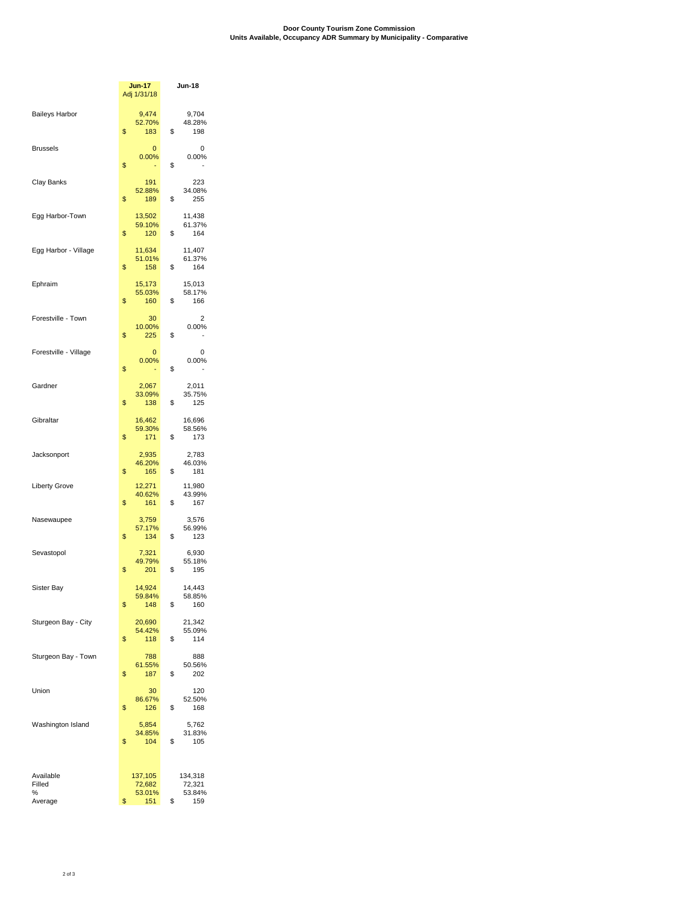**Door County Tourism Zone Commission**
**Units Available, Occupancy ADR Summary by Municipality - Comparative**

| | Jun-17 Adj 1/31/18 | Jun-18 |
|---|---|---|
| **Baileys Harbor** | 9,474 | 9,704 |
| | 52.70% | 48.28% |
| | $ 183 | $ 198 |
| **Brussels** | 0 | 0 |
| | 0.00% | 0.00% |
| | $ - | $ - |
| **Clay Banks** | 191 | 223 |
| | 52.88% | 34.08% |
| | $ 189 | $ 255 |
| **Egg Harbor-Town** | 13,502 | 11,438 |
| | 59.10% | 61.37% |
| | $ 120 | $ 164 |
| **Egg Harbor - Village** | 11,634 | 11,407 |
| | 51.01% | 61.37% |
| | $ 158 | $ 164 |
| **Ephraim** | 15,173 | 15,013 |
| | 55.03% | 58.17% |
| | $ 160 | $ 166 |
| **Forestville - Town** | 30 | 2 |
| | 10.00% | 0.00% |
| | $ 225 | $ - |
| **Forestville - Village** | 0 | 0 |
| | 0.00% | 0.00% |
| | $ - | $ - |
| **Gardner** | 2,067 | 2,011 |
| | 33.09% | 35.75% |
| | $ 138 | $ 125 |
| **Gibraltar** | 16,462 | 16,696 |
| | 59.30% | 58.56% |
| | $ 171 | $ 173 |
| **Jacksonport** | 2,935 | 2,783 |
| | 46.20% | 46.03% |
| | $ 165 | $ 181 |
| **Liberty Grove** | 12,271 | 11,980 |
| | 40.62% | 43.99% |
| | $ 161 | $ 167 |
| **Nasewaupee** | 3,759 | 3,576 |
| | 57.17% | 56.99% |
| | $ 134 | $ 123 |
| **Sevastopol** | 7,321 | 6,930 |
| | 49.79% | 55.18% |
| | $ 201 | $ 195 |
| **Sister Bay** | 14,924 | 14,443 |
| | 59.84% | 58.85% |
| | $ 148 | $ 160 |
| **Sturgeon Bay - City** | 20,690 | 21,342 |
| | 54.42% | 55.09% |
| | $ 118 | $ 114 |
| **Sturgeon Bay - Town** | 788 | 888 |
| | 61.55% | 50.56% |
| | $ 187 | $ 202 |
| **Union** | 30 | 120 |
| | 86.67% | 52.50% |
| | $ 126 | $ 168 |
| **Washington Island** | 5,854 | 5,762 |
| | 34.85% | 31.83% |
| | $ 104 | $ 105 |
| Available | 137,105 | 134,318 |
| Filled | 72,682 | 72,321 |
| % | 53.01% | 53.84% |
| Average | $ 151 | $ 159 |